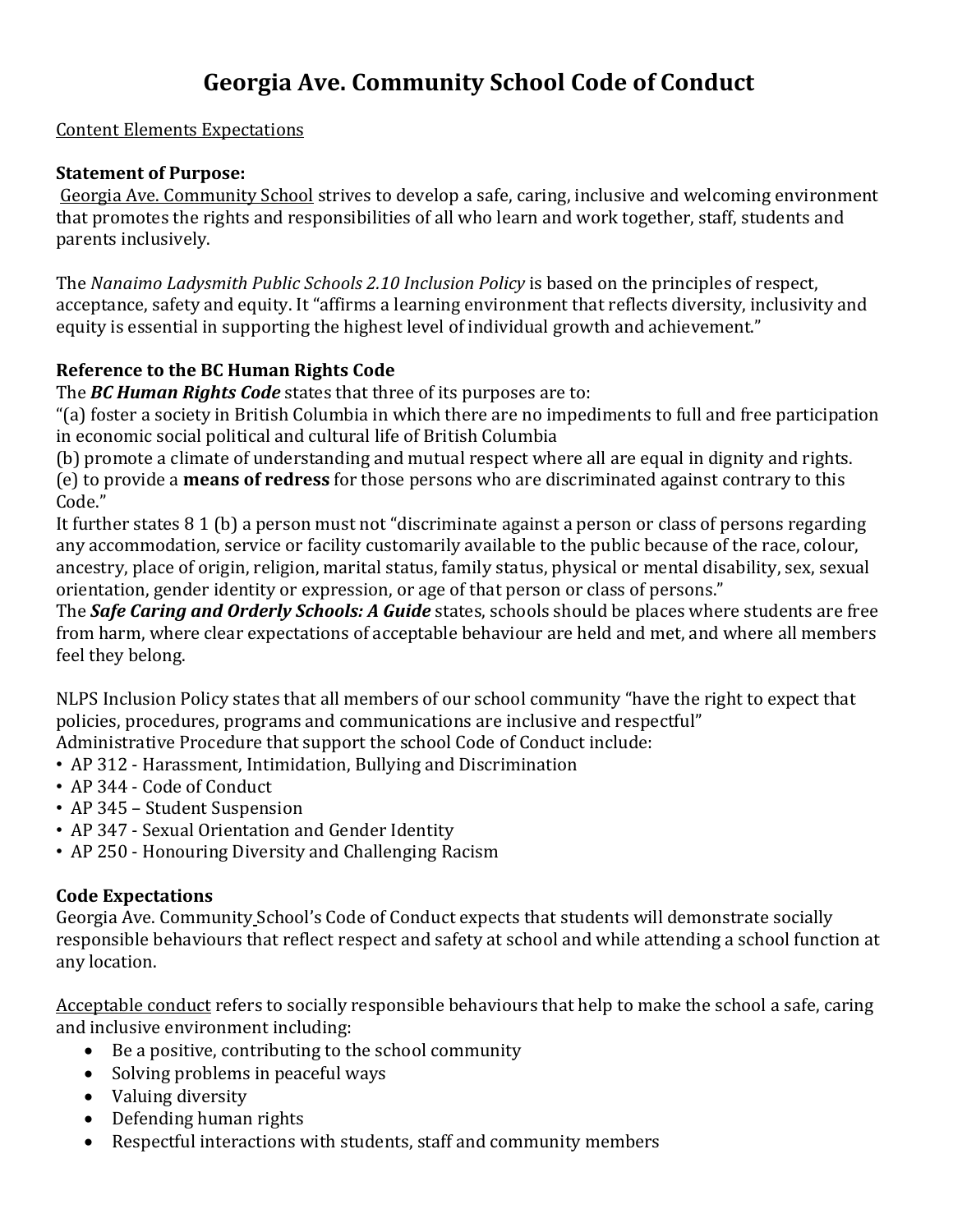# Georgia Ave. Community School Code of Conduct

<u>Content Elements Expectations</u>

**Statement of Purpose:**
<u>Georgia Ave. Community School</u> strives to develop a safe, caring, inclusive and welcoming environment that promotes the rights and responsibilities of all who learn and work together, staff, students and parents inclusively.

The *Nanaimo Ladysmith Public Schools 2.10 Inclusion Policy* is based on the principles of respect, acceptance, safety and equity. It "affirms a learning environment that reflects diversity, inclusivity and equity is essential in supporting the highest level of individual growth and achievement."

**Reference to the BC Human Rights Code**
The ***BC Human Rights Code*** states that three of its purposes are to:
"(a) foster a society in British Columbia in which there are no impediments to full and free participation in economic social political and cultural life of British Columbia
(b) promote a climate of understanding and mutual respect where all are equal in dignity and rights.
(e) to provide a **means of redress** for those persons who are discriminated against contrary to this Code."
It further states 8 1 (b) a person must not "discriminate against a person or class of persons regarding any accommodation, service or facility customarily available to the public because of the race, colour, ancestry, place of origin, religion, marital status, family status, physical or mental disability, sex, sexual orientation, gender identity or expression, or age of that person or class of persons."
The ***Safe Caring and Orderly Schools: A Guide*** states, schools should be places where students are free from harm, where clear expectations of acceptable behaviour are held and met, and where all members feel they belong.

NLPS Inclusion Policy states that all members of our school community "have the right to expect that policies, procedures, programs and communications are inclusive and respectful"
Administrative Procedure that support the school Code of Conduct include:
- AP 312 - Harassment, Intimidation, Bullying and Discrimination
- AP 344 - Code of Conduct
- AP 345 – Student Suspension
- AP 347 - Sexual Orientation and Gender Identity
- AP 250 - Honouring Diversity and Challenging Racism

**Code Expectations**
Georgia Ave. Community School's Code of Conduct expects that students will demonstrate socially responsible behaviours that reflect respect and safety at school and while attending a school function at any location.

<u>Acceptable conduct</u> refers to socially responsible behaviours that help to make the school a safe, caring and inclusive environment including:
- Be a positive, contributing to the school community
- Solving problems in peaceful ways
- Valuing diversity
- Defending human rights
- Respectful interactions with students, staff and community members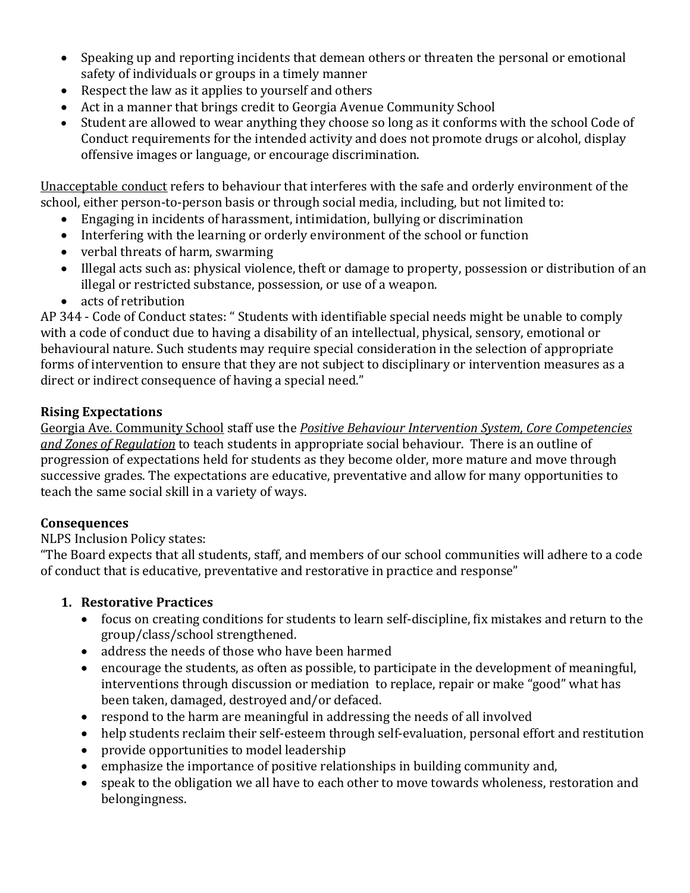- Speaking up and reporting incidents that demean others or threaten the personal or emotional safety of individuals or groups in a timely manner
- Respect the law as it applies to yourself and others
- Act in a manner that brings credit to Georgia Avenue Community School
- Student are allowed to wear anything they choose so long as it conforms with the school Code of Conduct requirements for the intended activity and does not promote drugs or alcohol, display offensive images or language, or encourage discrimination.

<u>Unacceptable conduct</u> refers to behaviour that interferes with the safe and orderly environment of the school, either person-to-person basis or through social media, including, but not limited to:

- Engaging in incidents of harassment, intimidation, bullying or discrimination
- Interfering with the learning or orderly environment of the school or function
- verbal threats of harm, swarming
- Illegal acts such as: physical violence, theft or damage to property, possession or distribution of an illegal or restricted substance, possession, or use of a weapon.
- acts of retribution

AP 344 - Code of Conduct states: " Students with identifiable special needs might be unable to comply with a code of conduct due to having a disability of an intellectual, physical, sensory, emotional or behavioural nature. Such students may require special consideration in the selection of appropriate forms of intervention to ensure that they are not subject to disciplinary or intervention measures as a direct or indirect consequence of having a special need."

**Rising Expectations**

<u>Georgia Ave. Community School</u> staff use the <u>***Positive Behaviour Intervention System, Core Competencies and Zones of Regulation***</u> to teach students in appropriate social behaviour. There is an outline of progression of expectations held for students as they become older, more mature and move through successive grades. The expectations are educative, preventative and allow for many opportunities to teach the same social skill in a variety of ways.

**Consequences**

NLPS Inclusion Policy states:

"The Board expects that all students, staff, and members of our school communities will adhere to a code of conduct that is educative, preventative and restorative in practice and response"

1. **Restorative Practices**
   - focus on creating conditions for students to learn self-discipline, fix mistakes and return to the group/class/school strengthened.
   - address the needs of those who have been harmed
   - encourage the students, as often as possible, to participate in the development of meaningful, interventions through discussion or mediation to replace, repair or make "good" what has been taken, damaged, destroyed and/or defaced.
   - respond to the harm are meaningful in addressing the needs of all involved
   - help students reclaim their self-esteem through self-evaluation, personal effort and restitution
   - provide opportunities to model leadership
   - emphasize the importance of positive relationships in building community and,
   - speak to the obligation we all have to each other to move towards wholeness, restoration and belongingness.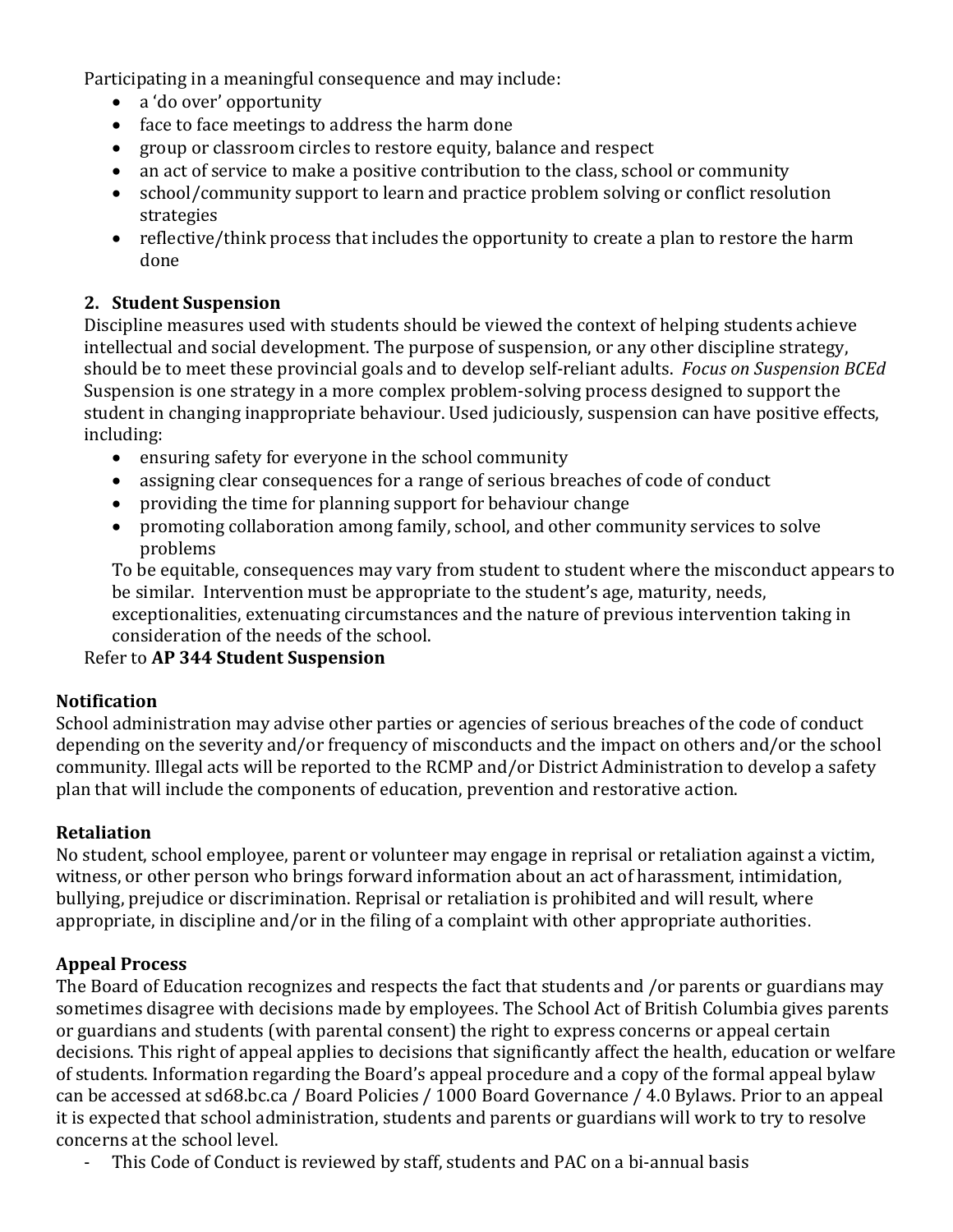Participating in a meaningful consequence and may include:

- a 'do over' opportunity
- face to face meetings to address the harm done
- group or classroom circles to restore equity, balance and respect
- an act of service to make a positive contribution to the class, school or community
- school/community support to learn and practice problem solving or conflict resolution strategies
- reflective/think process that includes the opportunity to create a plan to restore the harm done

**2. Student Suspension**

Discipline measures used with students should be viewed the context of helping students achieve intellectual and social development. The purpose of suspension, or any other discipline strategy, should be to meet these provincial goals and to develop self-reliant adults. *Focus on Suspension BCEd* Suspension is one strategy in a more complex problem-solving process designed to support the student in changing inappropriate behaviour. Used judiciously, suspension can have positive effects, including:

- ensuring safety for everyone in the school community
- assigning clear consequences for a range of serious breaches of code of conduct
- providing the time for planning support for behaviour change
- promoting collaboration among family, school, and other community services to solve problems

To be equitable, consequences may vary from student to student where the misconduct appears to be similar. Intervention must be appropriate to the student's age, maturity, needs, exceptionalities, extenuating circumstances and the nature of previous intervention taking in consideration of the needs of the school.

Refer to **AP 344 Student Suspension**

**Notification**

School administration may advise other parties or agencies of serious breaches of the code of conduct depending on the severity and/or frequency of misconducts and the impact on others and/or the school community. Illegal acts will be reported to the RCMP and/or District Administration to develop a safety plan that will include the components of education, prevention and restorative action.

**Retaliation**

No student, school employee, parent or volunteer may engage in reprisal or retaliation against a victim, witness, or other person who brings forward information about an act of harassment, intimidation, bullying, prejudice or discrimination. Reprisal or retaliation is prohibited and will result, where appropriate, in discipline and/or in the filing of a complaint with other appropriate authorities.

**Appeal Process**

The Board of Education recognizes and respects the fact that students and /or parents or guardians may sometimes disagree with decisions made by employees. The School Act of British Columbia gives parents or guardians and students (with parental consent) the right to express concerns or appeal certain decisions. This right of appeal applies to decisions that significantly affect the health, education or welfare of students. Information regarding the Board's appeal procedure and a copy of the formal appeal bylaw can be accessed at sd68.bc.ca / Board Policies / 1000 Board Governance / 4.0 Bylaws. Prior to an appeal it is expected that school administration, students and parents or guardians will work to try to resolve concerns at the school level.

- This Code of Conduct is reviewed by staff, students and PAC on a bi-annual basis